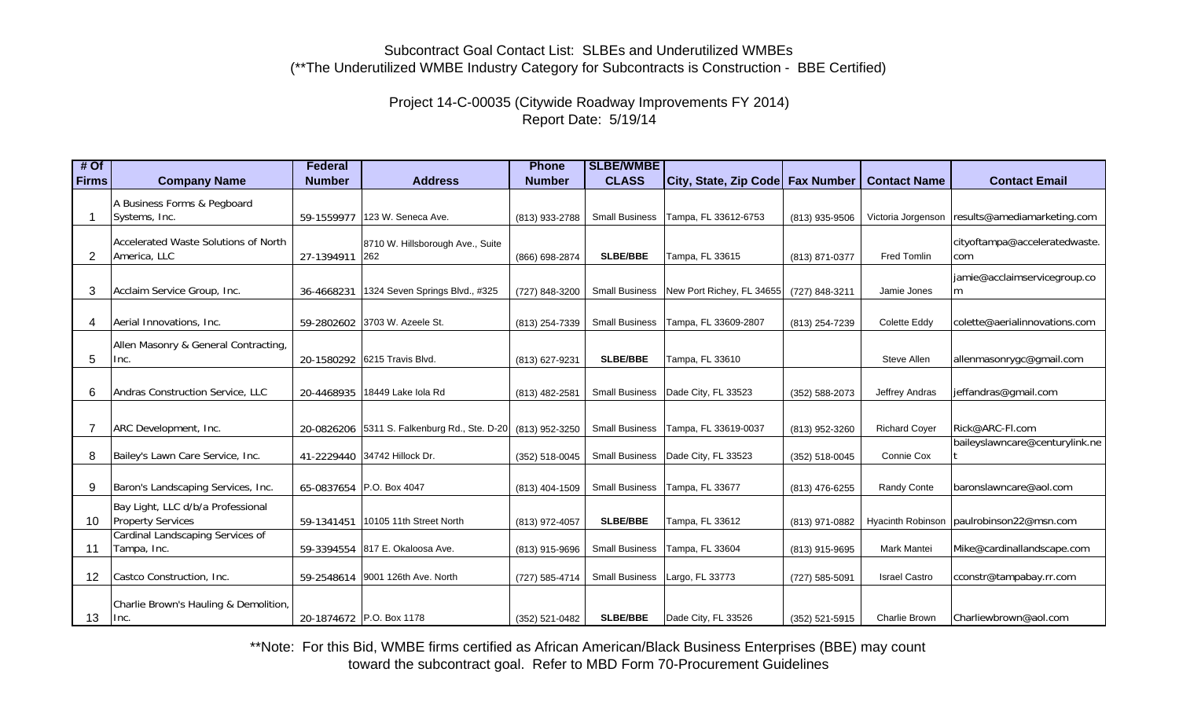Subcontract Goal Contact List: SLBEs and Underutilized WMBEs
(**The Underutilized WMBE Industry Category for Subcontracts is Construction - BBE Certified)

Project 14-C-00035 (Citywide Roadway Improvements FY 2014)
Report Date: 5/19/14

| # Of Firms | Company Name | Federal Number | Address | Phone Number | SLBE/WMBE CLASS | City, State, Zip Code | Fax Number | Contact Name | Contact Email |
|---|---|---|---|---|---|---|---|---|---|
| 1 | A Business Forms & Pegboard Systems, Inc. | 59-1559977 | 123 W. Seneca Ave. | (813) 933-2788 | Small Business | Tampa, FL 33612-6753 | (813) 935-9506 | Victoria Jorgenson | results@amediamarketing.com |
| 2 | Accelerated Waste Solutions of North America, LLC | 27-1394911 | 8710 W. Hillsborough Ave., Suite 262 | (866) 698-2874 | SLBE/BBE | Tampa, FL 33615 | (813) 871-0377 | Fred Tomlin | cityoftampa@acceleratedwaste.com |
| 3 | Acclaim Service Group, Inc. | 36-4668231 | 1324 Seven Springs Blvd., #325 | (727) 848-3200 | Small Business | New Port Richey, FL 34655 | (727) 848-3211 | Jamie Jones | jamie@acclaimservicegroup.com |
| 4 | Aerial Innovations, Inc. | 59-2802602 | 3703 W. Azeele St. | (813) 254-7339 | Small Business | Tampa, FL 33609-2807 | (813) 254-7239 | Colette Eddy | colette@aerialinnovations.com |
| 5 | Allen Masonry & General Contracting, Inc. | 20-1580292 | 6215 Travis Blvd. | (813) 627-9231 | SLBE/BBE | Tampa, FL 33610 | | Steve Allen | allenmasonrygc@gmail.com |
| 6 | Andras Construction Service, LLC | 20-4468935 | 18449 Lake Iola Rd | (813) 482-2581 | Small Business | Dade City, FL 33523 | (352) 588-2073 | Jeffrey Andras | jeffandras@gmail.com |
| 7 | ARC Development, Inc. | 20-0826206 | 5311 S. Falkenburg Rd., Ste. D-20 | (813) 952-3250 | Small Business | Tampa, FL 33619-0037 | (813) 952-3260 | Richard Coyer | Rick@ARC-Fl.com |
| 8 | Bailey's Lawn Care Service, Inc. | 41-2229440 | 34742 Hillock Dr. | (352) 518-0045 | Small Business | Dade City, FL 33523 | (352) 518-0045 | Connie Cox | baileyslawncare@centurylink.net |
| 9 | Baron's Landscaping Services, Inc. | 65-0837654 | P.O. Box 4047 | (813) 404-1509 | Small Business | Tampa, FL 33677 | (813) 476-6255 | Randy Conte | baronslawncare@aol.com |
| 10 | Bay Light, LLC d/b/a Professional Property Services | 59-1341451 | 10105 11th Street North | (813) 972-4057 | SLBE/BBE | Tampa, FL 33612 | (813) 971-0882 | Hyacinth Robinson | paulrobinson22@msn.com |
| 11 | Cardinal Landscaping Services of Tampa, Inc. | 59-3394554 | 817 E. Okaloosa Ave. | (813) 915-9696 | Small Business | Tampa, FL 33604 | (813) 915-9695 | Mark Mantei | Mike@cardinallandscape.com |
| 12 | Castco Construction, Inc. | 59-2548614 | 9001 126th Ave. North | (727) 585-4714 | Small Business | Largo, FL 33773 | (727) 585-5091 | Israel Castro | cconstr@tampabay.rr.com |
| 13 | Charlie Brown's Hauling & Demolition, Inc. | 20-1874672 | P.O. Box 1178 | (352) 521-0482 | SLBE/BBE | Dade City, FL 33526 | (352) 521-5915 | Charlie Brown | Charliewbrown@aol.com |

**Note: For this Bid, WMBE firms certified as African American/Black Business Enterprises (BBE) may count toward the subcontract goal. Refer to MBD Form 70-Procurement Guidelines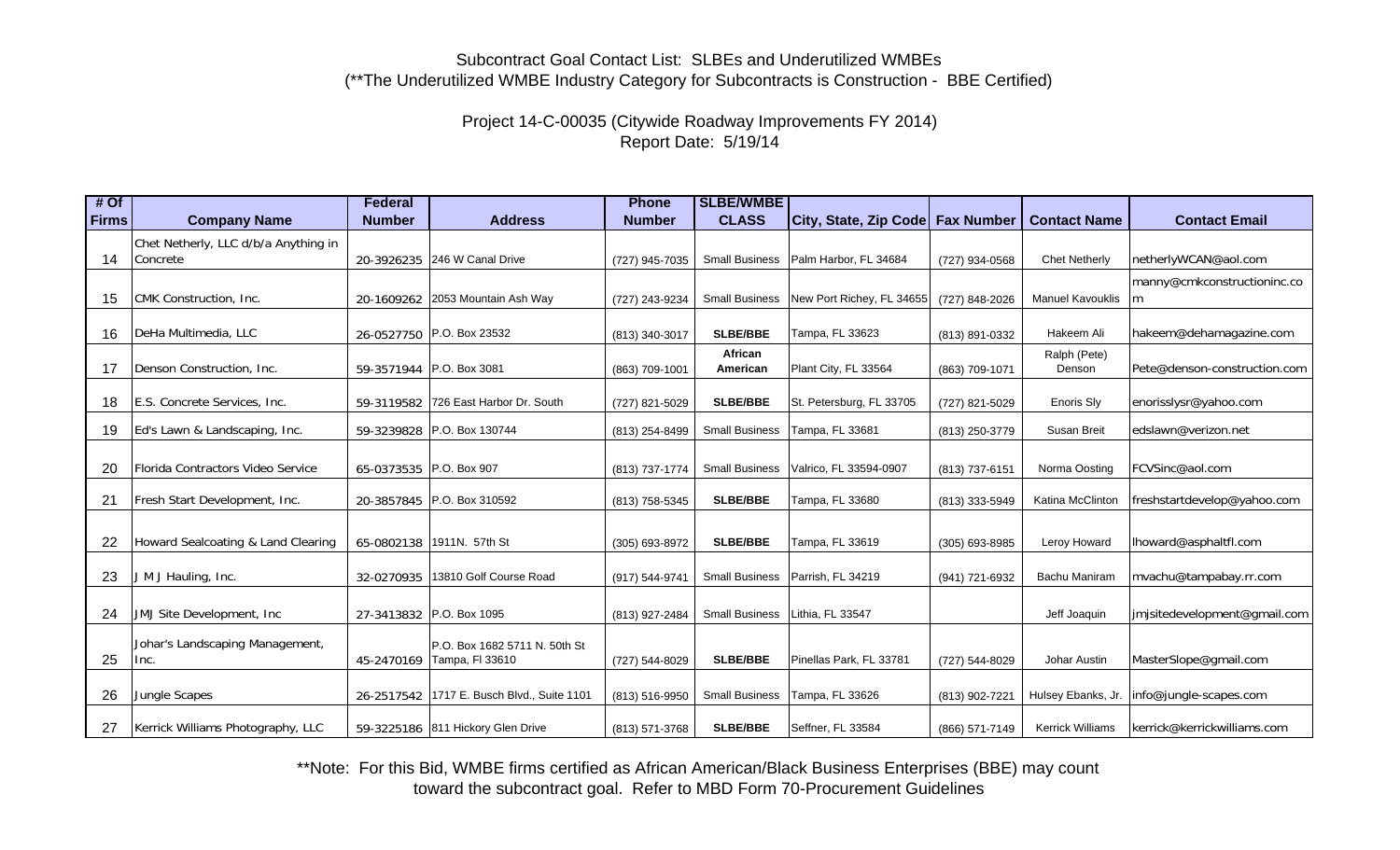Subcontract Goal Contact List: SLBEs and Underutilized WMBEs
(**The Underutilized WMBE Industry Category for Subcontracts is Construction - BBE Certified)

Project 14-C-00035 (Citywide Roadway Improvements FY 2014)
Report Date: 5/19/14

| # Of Firms | Company Name | Federal Number | Address | Phone Number | SLBE/WMBE CLASS | City, State, Zip Code | Fax Number | Contact Name | Contact Email |
|---|---|---|---|---|---|---|---|---|---|
| 14 | Chet Netherly, LLC d/b/a Anything in Concrete | 20-3926235 | 246 W Canal Drive | (727) 945-7035 | Small Business | Palm Harbor, FL 34684 | (727) 934-0568 | Chet Netherly | netherlyWCAN@aol.com |
| 15 | CMK Construction, Inc. | 20-1609262 | 2053 Mountain Ash Way | (727) 243-9234 | Small Business | New Port Richey, FL 34655 | (727) 848-2026 | Manuel Kavouklis | manny@cmkconstructioninc.com |
| 16 | DeHa Multimedia, LLC | 26-0527750 | P.O. Box 23532 | (813) 340-3017 | SLBE/BBE | Tampa, FL 33623 | (813) 891-0332 | Hakeem Ali | hakeem@dehamagazine.com |
| 17 | Denson Construction, Inc. | 59-3571944 | P.O. Box 3081 | (863) 709-1001 | African American | Plant City, FL 33564 | (863) 709-1071 | Ralph (Pete) Denson | Pete@denson-construction.com |
| 18 | E.S. Concrete Services, Inc. | 59-3119582 | 726 East Harbor Dr. South | (727) 821-5029 | SLBE/BBE | St. Petersburg, FL 33705 | (727) 821-5029 | Enoris Sly | enorisslysr@yahoo.com |
| 19 | Ed's Lawn & Landscaping, Inc. | 59-3239828 | P.O. Box 130744 | (813) 254-8499 | Small Business | Tampa, FL 33681 | (813) 250-3779 | Susan Breit | edslawn@verizon.net |
| 20 | Florida Contractors Video Service | 65-0373535 | P.O. Box 907 | (813) 737-1774 | Small Business | Valrico, FL 33594-0907 | (813) 737-6151 | Norma Oosting | FCVSinc@aol.com |
| 21 | Fresh Start Development, Inc. | 20-3857845 | P.O. Box 310592 | (813) 758-5345 | SLBE/BBE | Tampa, FL 33680 | (813) 333-5949 | Katina McClinton | freshstartdevelop@yahoo.com |
| 22 | Howard Sealcoating & Land Clearing | 65-0802138 | 1911N. 57th St | (305) 693-8972 | SLBE/BBE | Tampa, FL 33619 | (305) 693-8985 | Leroy Howard | lhoward@asphaltfl.com |
| 23 | J M J Hauling, Inc. | 32-0270935 | 13810 Golf Course Road | (917) 544-9741 | Small Business | Parrish, FL 34219 | (941) 721-6932 | Bachu Maniram | mvachu@tampabay.rr.com |
| 24 | JMJ Site Development, Inc | 27-3413832 | P.O. Box 1095 | (813) 927-2484 | Small Business | Lithia, FL 33547 | | Jeff Joaquin | jmjsitedevelopment@gmail.com |
| 25 | Johar's Landscaping Management, Inc. | 45-2470169 | P.O. Box 1682 5711 N. 50th St Tampa, Fl 33610 | (727) 544-8029 | SLBE/BBE | Pinellas Park, FL 33781 | (727) 544-8029 | Johar Austin | MasterSlope@gmail.com |
| 26 | Jungle Scapes | 26-2517542 | 1717 E. Busch Blvd., Suite 1101 | (813) 516-9950 | Small Business | Tampa, FL 33626 | (813) 902-7221 | Hulsey Ebanks, Jr. | info@jungle-scapes.com |
| 27 | Kerrick Williams Photography, LLC | 59-3225186 | 811 Hickory Glen Drive | (813) 571-3768 | SLBE/BBE | Seffner, FL 33584 | (866) 571-7149 | Kerrick Williams | kerrick@kerrickwilliams.com |

**Note: For this Bid, WMBE firms certified as African American/Black Business Enterprises (BBE) may count toward the subcontract goal. Refer to MBD Form 70-Procurement Guidelines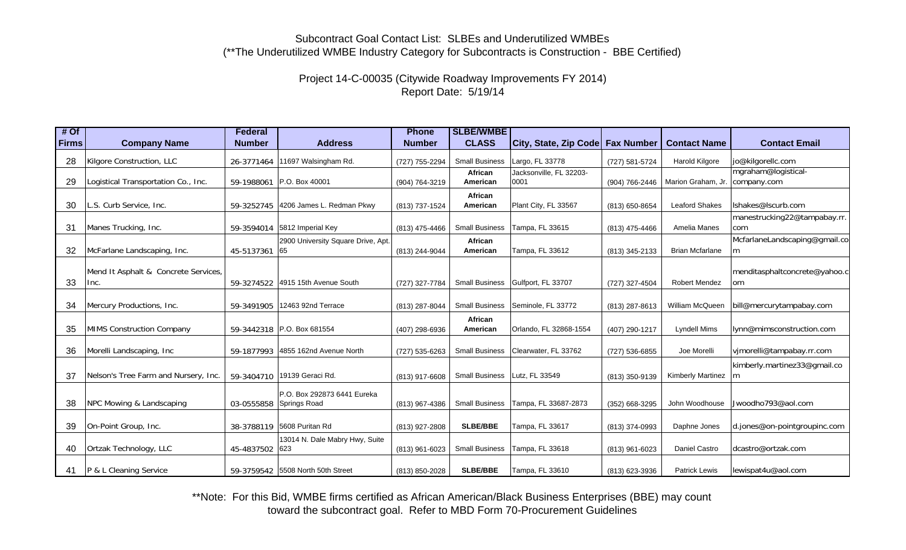Subcontract Goal Contact List: SLBEs and Underutilized WMBEs
(**The Underutilized WMBE Industry Category for Subcontracts is Construction - BBE Certified)

Project 14-C-00035 (Citywide Roadway Improvements FY 2014)
Report Date: 5/19/14

| # Of Firms | Company Name | Federal Number | Address | Phone Number | SLBE/WMBE CLASS | City, State, Zip Code | Fax Number | Contact Name | Contact Email |
|---|---|---|---|---|---|---|---|---|---|
| 28 | Kilgore Construction, LLC | 26-3771464 | 11697 Walsingham Rd. | (727) 755-2294 | Small Business | Largo, FL 33778 | (727) 581-5724 | Harold Kilgore | jo@kilgorellc.com |
| 29 | Logistical Transportation Co., Inc. | 59-1988061 | P.O. Box 40001 | (904) 764-3219 | African American | Jacksonville, FL 32203-0001 | (904) 766-2446 | Marion Graham, Jr. | mgraham@logistical-company.com |
| 30 | L.S. Curb Service, Inc. | 59-3252745 | 4206 James L. Redman Pkwy | (813) 737-1524 | African American | Plant City, FL 33567 | (813) 650-8654 | Leaford Shakes | lshakes@lscurb.com |
| 31 | Manes Trucking, Inc. | 59-3594014 | 5812 Imperial Key | (813) 475-4466 | Small Business | Tampa, FL 33615 | (813) 475-4466 | Amelia Manes | manestrucking22@tampabay.rr.com |
| 32 | McFarlane Landscaping, Inc. | 45-5137361 | 2900 University Square Drive, Apt. 65 | (813) 244-9044 | African American | Tampa, FL 33612 | (813) 345-2133 | Brian Mcfarlane | McfarlaneLandscaping@gmail.com |
| 33 | Mend It Asphalt & Concrete Services, Inc. | 59-3274522 | 4915 15th Avenue South | (727) 327-7784 | Small Business | Gulfport, FL 33707 | (727) 327-4504 | Robert Mendez | menditasphaltconcrete@yahoo.com |
| 34 | Mercury Productions, Inc. | 59-3491905 | 12463 92nd Terrace | (813) 287-8044 | Small Business | Seminole, FL 33772 | (813) 287-8613 | William McQueen | bill@mercurytampabay.com |
| 35 | MIMS Construction Company | 59-3442318 | P.O. Box 681554 | (407) 298-6936 | African American | Orlando, FL 32868-1554 | (407) 290-1217 | Lyndell Mims | lynn@mimsconstruction.com |
| 36 | Morelli Landscaping, Inc | 59-1877993 | 4855 162nd Avenue North | (727) 535-6263 | Small Business | Clearwater, FL 33762 | (727) 536-6855 | Joe Morelli | vjmorelli@tampabay.rr.com |
| 37 | Nelson's Tree Farm and Nursery, Inc. | 59-3404710 | 19139 Geraci Rd. | (813) 917-6608 | Small Business | Lutz, FL 33549 | (813) 350-9139 | Kimberly Martinez | kimberly.martinez33@gmail.com |
| 38 | NPC Mowing & Landscaping | 03-0555858 | P.O. Box 292873 6441 Eureka Springs Road | (813) 967-4386 | Small Business | Tampa, FL 33687-2873 | (352) 668-3295 | John Woodhouse | Jwoodho793@aol.com |
| 39 | On-Point Group, Inc. | 38-3788119 | 5608 Puritan Rd | (813) 927-2808 | SLBE/BBE | Tampa, FL 33617 | (813) 374-0993 | Daphne Jones | d.jones@on-pointgroupinc.com |
| 40 | Ortzak Technology, LLC | 45-4837502 | 13014 N. Dale Mabry Hwy, Suite 623 | (813) 961-6023 | Small Business | Tampa, FL 33618 | (813) 961-6023 | Daniel Castro | dcastro@ortzak.com |
| 41 | P & L Cleaning Service | 59-3759542 | 5508 North 50th Street | (813) 850-2028 | SLBE/BBE | Tampa, FL 33610 | (813) 623-3936 | Patrick Lewis | lewispat4u@aol.com |

**Note: For this Bid, WMBE firms certified as African American/Black Business Enterprises (BBE) may count toward the subcontract goal. Refer to MBD Form 70-Procurement Guidelines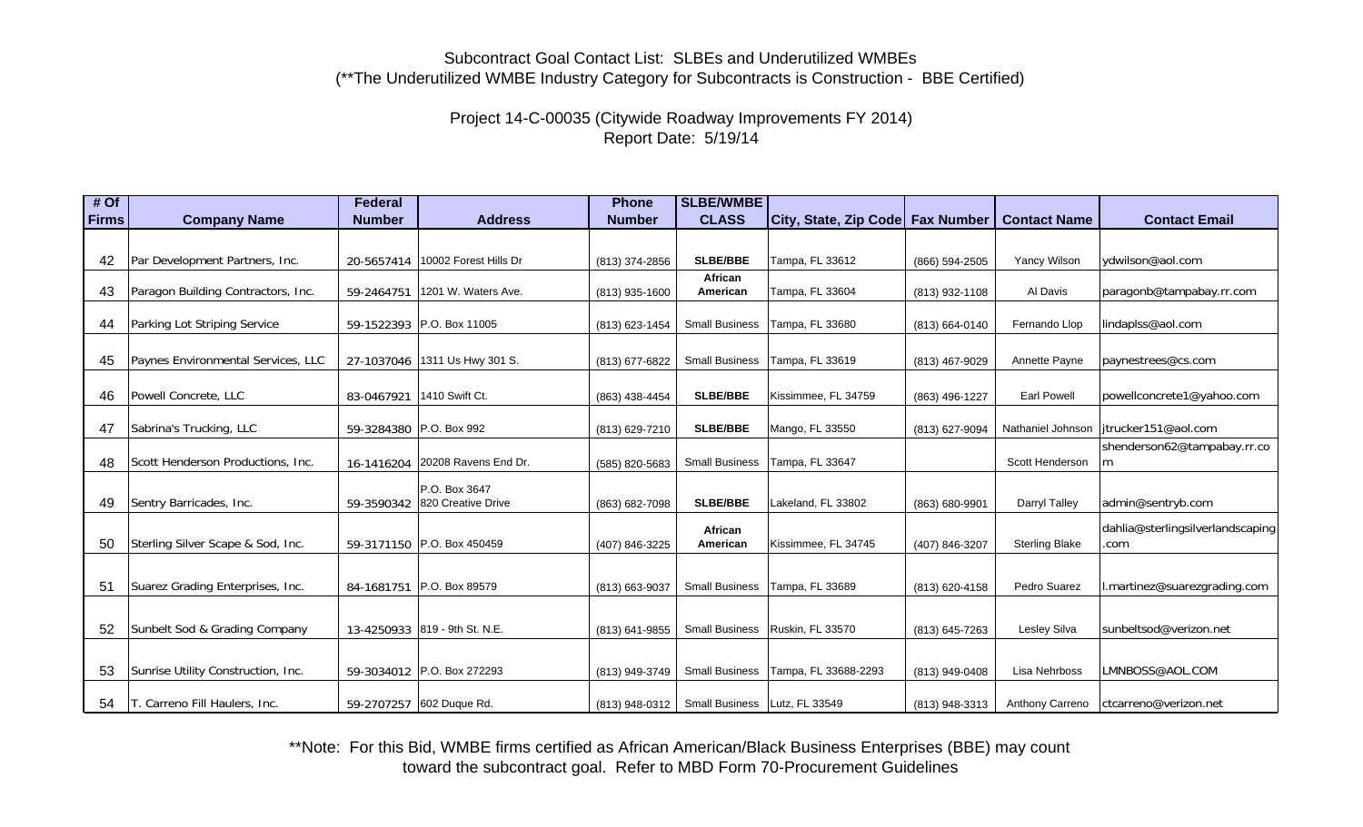Subcontract Goal Contact List: SLBEs and Underutilized WMBEs
(**The Underutilized WMBE Industry Category for Subcontracts is Construction - BBE Certified)

Project 14-C-00035 (Citywide Roadway Improvements FY 2014)
Report Date: 5/19/14

| # Of Firms | Company Name | Federal Number | Address | Phone Number | SLBE/WMBE CLASS | City, State, Zip Code | Fax Number | Contact Name | Contact Email |
|---|---|---|---|---|---|---|---|---|---|
| 42 | Par Development Partners, Inc. | 20-5657414 | 10002 Forest Hills Dr | (813) 374-2856 | SLBE/BBE | Tampa, FL 33612 | (866) 594-2505 | Yancy Wilson | ydwilson@aol.com |
| 43 | Paragon Building Contractors, Inc. | 59-2464751 | 1201 W. Waters Ave. | (813) 935-1600 | African American | Tampa, FL 33604 | (813) 932-1108 | Al Davis | paragonb@tampabay.rr.com |
| 44 | Parking Lot Striping Service | 59-1522393 | P.O. Box 11005 | (813) 623-1454 | Small Business | Tampa, FL 33680 | (813) 664-0140 | Fernando Llop | lindaplss@aol.com |
| 45 | Paynes Environmental Services, LLC | 27-1037046 | 1311 Us Hwy 301 S. | (813) 677-6822 | Small Business | Tampa, FL 33619 | (813) 467-9029 | Annette Payne | paynestrees@cs.com |
| 46 | Powell Concrete, LLC | 83-0467921 | 1410 Swift Ct. | (863) 438-4454 | SLBE/BBE | Kissimmee, FL 34759 | (863) 496-1227 | Earl Powell | powellconcrete1@yahoo.com |
| 47 | Sabrina's Trucking, LLC | 59-3284380 | P.O. Box 992 | (813) 629-7210 | SLBE/BBE | Mango, FL 33550 | (813) 627-9094 | Nathaniel Johnson | jtrucker151@aol.com |
| 48 | Scott Henderson Productions, Inc. | 16-1416204 | 20208 Ravens End Dr. | (585) 820-5683 | Small Business | Tampa, FL 33647 | | Scott Henderson | shenderson62@tampabay.rr.com |
| 49 | Sentry Barricades, Inc. | 59-3590342 | P.O. Box 3647 820 Creative Drive | (863) 682-7098 | SLBE/BBE | Lakeland, FL 33802 | (863) 680-9901 | Darryl Talley | admin@sentryb.com |
| 50 | Sterling Silver Scape & Sod, Inc. | 59-3171150 | P.O. Box 450459 | (407) 846-3225 | African American | Kissimmee, FL 34745 | (407) 846-3207 | Sterling Blake | dahlia@sterlingsilverlandscaping.com |
| 51 | Suarez Grading Enterprises, Inc. | 84-1681751 | P.O. Box 89579 | (813) 663-9037 | Small Business | Tampa, FL 33689 | (813) 620-4158 | Pedro Suarez | l.martinez@suarezgrading.com |
| 52 | Sunbelt Sod & Grading Company | 13-4250933 | 819 - 9th St. N.E. | (813) 641-9855 | Small Business | Ruskin, FL 33570 | (813) 645-7263 | Lesley Silva | sunbeltsod@verizon.net |
| 53 | Sunrise Utility Construction, Inc. | 59-3034012 | P.O. Box 272293 | (813) 949-3749 | Small Business | Tampa, FL 33688-2293 | (813) 949-0408 | Lisa Nehrboss | LMNBOSS@AOL.COM |
| 54 | T. Carreno Fill Haulers, Inc. | 59-2707257 | 602 Duque Rd. | (813) 948-0312 | Small Business | Lutz, FL 33549 | (813) 948-3313 | Anthony Carreno | ctcarreno@verizon.net |

**Note: For this Bid, WMBE firms certified as African American/Black Business Enterprises (BBE) may count toward the subcontract goal. Refer to MBD Form 70-Procurement Guidelines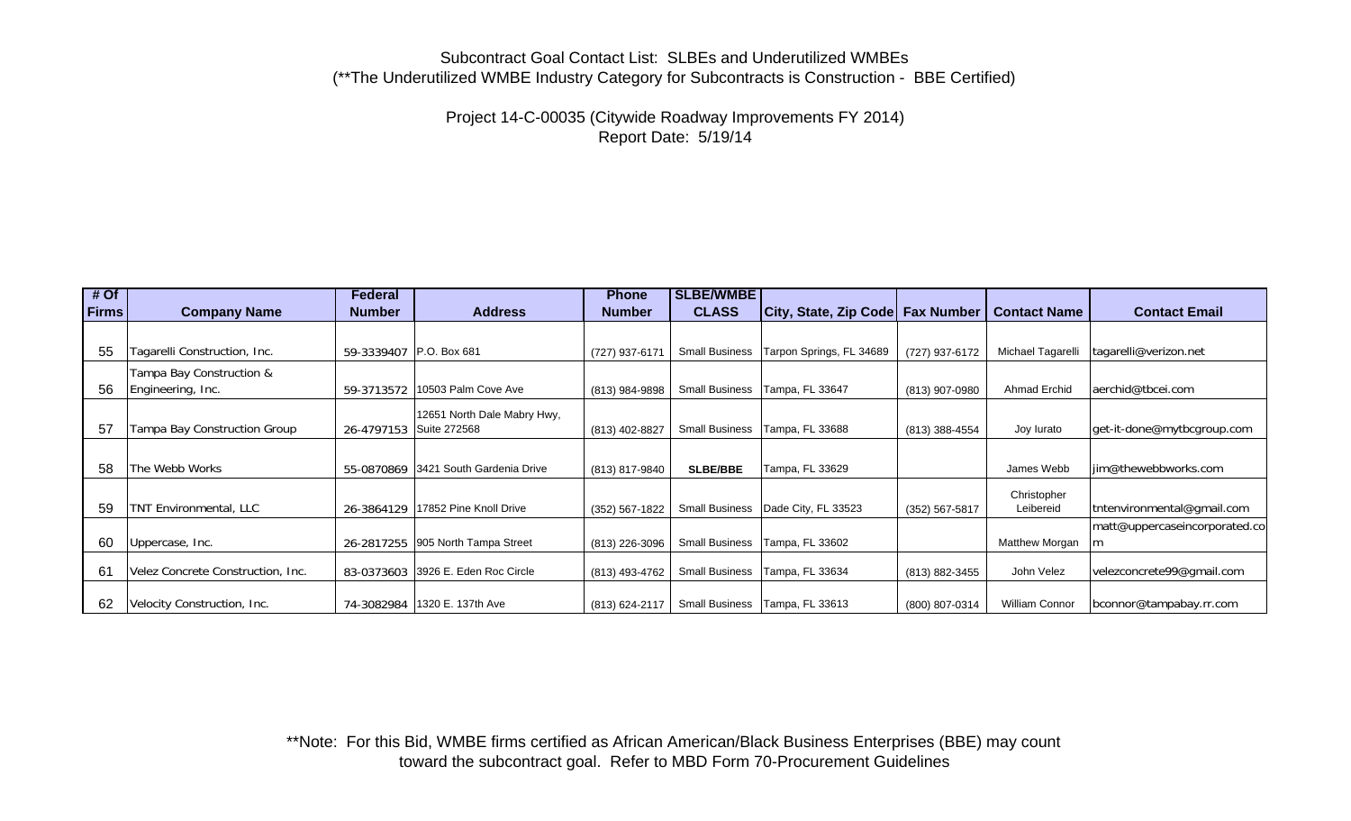Subcontract Goal Contact List: SLBEs and Underutilized WMBEs
(**The Underutilized WMBE Industry Category for Subcontracts is Construction - BBE Certified)

Project 14-C-00035 (Citywide Roadway Improvements FY 2014)
Report Date: 5/19/14

| # Of Firms | Company Name | Federal Number | Address | Phone Number | SLBE/WMBE CLASS | City, State, Zip Code | Fax Number | Contact Name | Contact Email |
|---|---|---|---|---|---|---|---|---|---|
| 55 | Tagarelli Construction, Inc. | 59-3339407 | P.O. Box 681 | (727) 937-6171 | Small Business | Tarpon Springs, FL 34689 | (727) 937-6172 | Michael Tagarelli | tagarelli@verizon.net |
| 56 | Tampa Bay Construction & Engineering, Inc. | 59-3713572 | 10503 Palm Cove Ave | (813) 984-9898 | Small Business | Tampa, FL 33647 | (813) 907-0980 | Ahmad Erchid | aerchid@tbcei.com |
| 57 | Tampa Bay Construction Group | 26-4797153 | 12651 North Dale Mabry Hwy, Suite 272568 | (813) 402-8827 | Small Business | Tampa, FL 33688 | (813) 388-4554 | Joy Iurato | get-it-done@mytbcgroup.com |
| 58 | The Webb Works | 55-0870869 | 3421 South Gardenia Drive | (813) 817-9840 | **SLBE/BBE** | Tampa, FL 33629 | | James Webb | jim@thewebbworks.com |
| 59 | TNT Environmental, LLC | 26-3864129 | 17852 Pine Knoll Drive | (352) 567-1822 | Small Business | Dade City, FL 33523 | (352) 567-5817 | Christopher Leibereid | tntenvironmental@gmail.com |
| 60 | Uppercase, Inc. | 26-2817255 | 905 North Tampa Street | (813) 226-3096 | Small Business | Tampa, FL 33602 | | Matthew Morgan | matt@uppercaseincorporated.com |
| 61 | Velez Concrete Construction, Inc. | 83-0373603 | 3926 E. Eden Roc Circle | (813) 493-4762 | Small Business | Tampa, FL 33634 | (813) 882-3455 | John Velez | velezconcrete99@gmail.com |
| 62 | Velocity Construction, Inc. | 74-3082984 | 1320 E. 137th Ave | (813) 624-2117 | Small Business | Tampa, FL 33613 | (800) 807-0314 | William Connor | bconnor@tampabay.rr.com |

**Note: For this Bid, WMBE firms certified as African American/Black Business Enterprises (BBE) may count toward the subcontract goal. Refer to MBD Form 70-Procurement Guidelines